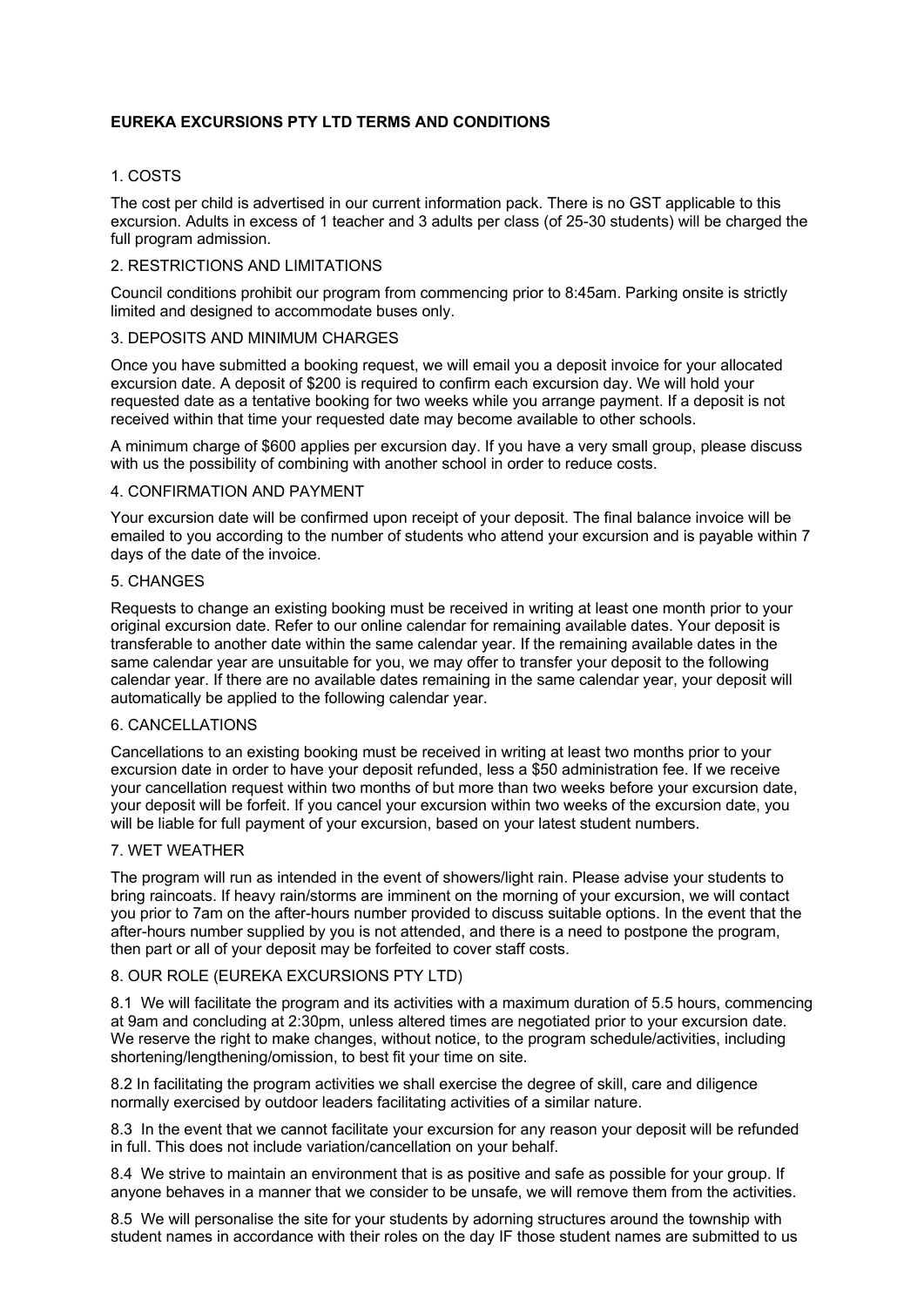# EUREKA EXCURSIONS PTY LTD TERMS AND CONDITIONS

## 1. COSTS

The cost per child is advertised in our current information pack. There is no GST applicable to this excursion. Adults in excess of 1 teacher and 3 adults per class (of 25-30 students) will be charged the full program admission.

## 2. RESTRICTIONS AND LIMITATIONS

Council conditions prohibit our program from commencing prior to 8:45am. Parking onsite is strictly limited and designed to accommodate buses only.

## 3. DEPOSITS AND MINIMUM CHARGES

Once you have submitted a booking request, we will email you a deposit invoice for your allocated excursion date. A deposit of $200 is required to confirm each excursion day. We will hold your requested date as a tentative booking for two weeks while you arrange payment. If a deposit is not received within that time your requested date may become available to other schools.

A minimum charge of $600 applies per excursion day. If you have a very small group, please discuss with us the possibility of combining with another school in order to reduce costs.

## 4. CONFIRMATION AND PAYMENT

Your excursion date will be confirmed upon receipt of your deposit. The final balance invoice will be emailed to you according to the number of students who attend your excursion and is payable within 7 days of the date of the invoice.

## 5. CHANGES

Requests to change an existing booking must be received in writing at least one month prior to your original excursion date. Refer to our online calendar for remaining available dates. Your deposit is transferable to another date within the same calendar year. If the remaining available dates in the same calendar year are unsuitable for you, we may offer to transfer your deposit to the following calendar year. If there are no available dates remaining in the same calendar year, your deposit will automatically be applied to the following calendar year.

## 6. CANCELLATIONS

Cancellations to an existing booking must be received in writing at least two months prior to your excursion date in order to have your deposit refunded, less a $50 administration fee. If we receive your cancellation request within two months of but more than two weeks before your excursion date, your deposit will be forfeit. If you cancel your excursion within two weeks of the excursion date, you will be liable for full payment of your excursion, based on your latest student numbers.

## 7. WET WEATHER

The program will run as intended in the event of showers/light rain. Please advise your students to bring raincoats. If heavy rain/storms are imminent on the morning of your excursion, we will contact you prior to 7am on the after-hours number provided to discuss suitable options. In the event that the after-hours number supplied by you is not attended, and there is a need to postpone the program, then part or all of your deposit may be forfeited to cover staff costs.

## 8. OUR ROLE (EUREKA EXCURSIONS PTY LTD)

8.1 We will facilitate the program and its activities with a maximum duration of 5.5 hours, commencing at 9am and concluding at 2:30pm, unless altered times are negotiated prior to your excursion date. We reserve the right to make changes, without notice, to the program schedule/activities, including shortening/lengthening/omission, to best fit your time on site.

8.2 In facilitating the program activities we shall exercise the degree of skill, care and diligence normally exercised by outdoor leaders facilitating activities of a similar nature.

8.3 In the event that we cannot facilitate your excursion for any reason your deposit will be refunded in full. This does not include variation/cancellation on your behalf.

8.4 We strive to maintain an environment that is as positive and safe as possible for your group. If anyone behaves in a manner that we consider to be unsafe, we will remove them from the activities.

8.5 We will personalise the site for your students by adorning structures around the township with student names in accordance with their roles on the day IF those student names are submitted to us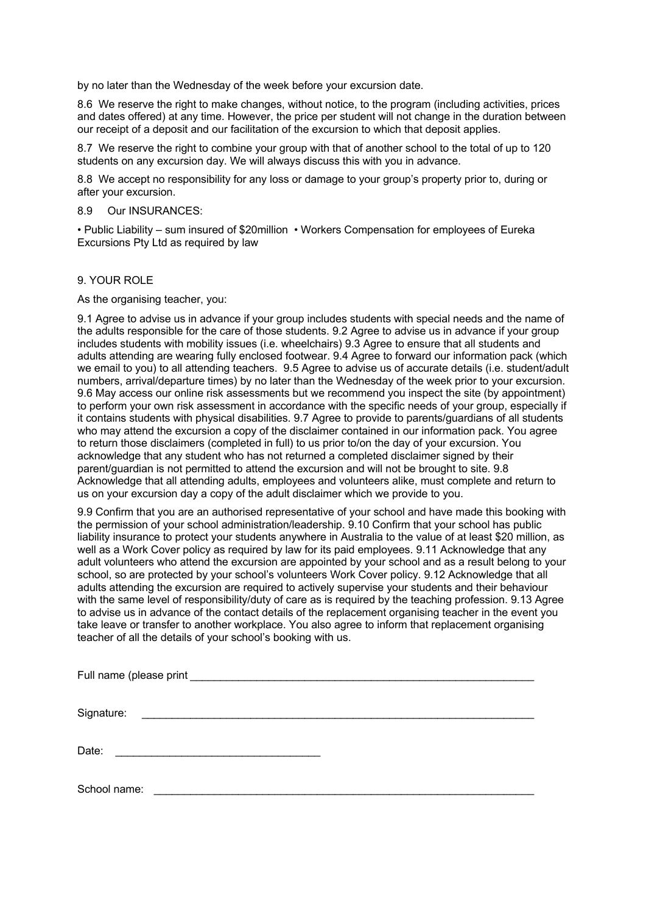by no later than the Wednesday of the week before your excursion date.

8.6 We reserve the right to make changes, without notice, to the program (including activities, prices and dates offered) at any time. However, the price per student will not change in the duration between our receipt of a deposit and our facilitation of the excursion to which that deposit applies.

8.7 We reserve the right to combine your group with that of another school to the total of up to 120 students on any excursion day. We will always discuss this with you in advance.

8.8 We accept no responsibility for any loss or damage to your group's property prior to, during or after your excursion.

8.9 Our INSURANCES:

• Public Liability – sum insured of $20million • Workers Compensation for employees of Eureka Excursions Pty Ltd as required by law

## 9. YOUR ROLE

As the organising teacher, you:

9.1 Agree to advise us in advance if your group includes students with special needs and the name of the adults responsible for the care of those students. 9.2 Agree to advise us in advance if your group includes students with mobility issues (i.e. wheelchairs) 9.3 Agree to ensure that all students and adults attending are wearing fully enclosed footwear. 9.4 Agree to forward our information pack (which we email to you) to all attending teachers. 9.5 Agree to advise us of accurate details (i.e. student/adult numbers, arrival/departure times) by no later than the Wednesday of the week prior to your excursion. 9.6 May access our online risk assessments but we recommend you inspect the site (by appointment) to perform your own risk assessment in accordance with the specific needs of your group, especially if it contains students with physical disabilities. 9.7 Agree to provide to parents/guardians of all students who may attend the excursion a copy of the disclaimer contained in our information pack. You agree to return those disclaimers (completed in full) to us prior to/on the day of your excursion. You acknowledge that any student who has not returned a completed disclaimer signed by their parent/guardian is not permitted to attend the excursion and will not be brought to site. 9.8 Acknowledge that all attending adults, employees and volunteers alike, must complete and return to us on your excursion day a copy of the adult disclaimer which we provide to you.

9.9 Confirm that you are an authorised representative of your school and have made this booking with the permission of your school administration/leadership. 9.10 Confirm that your school has public liability insurance to protect your students anywhere in Australia to the value of at least $20 million, as well as a Work Cover policy as required by law for its paid employees. 9.11 Acknowledge that any adult volunteers who attend the excursion are appointed by your school and as a result belong to your school, so are protected by your school's volunteers Work Cover policy. 9.12 Acknowledge that all adults attending the excursion are required to actively supervise your students and their behaviour with the same level of responsibility/duty of care as is required by the teaching profession. 9.13 Agree to advise us in advance of the contact details of the replacement organising teacher in the event you take leave or transfer to another workplace. You also agree to inform that replacement organising teacher of all the details of your school's booking with us.

Full name (please print ____________________________________________________________

Signature: ____________________________________________________________

Date: ________________________________

School name: ____________________________________________________________